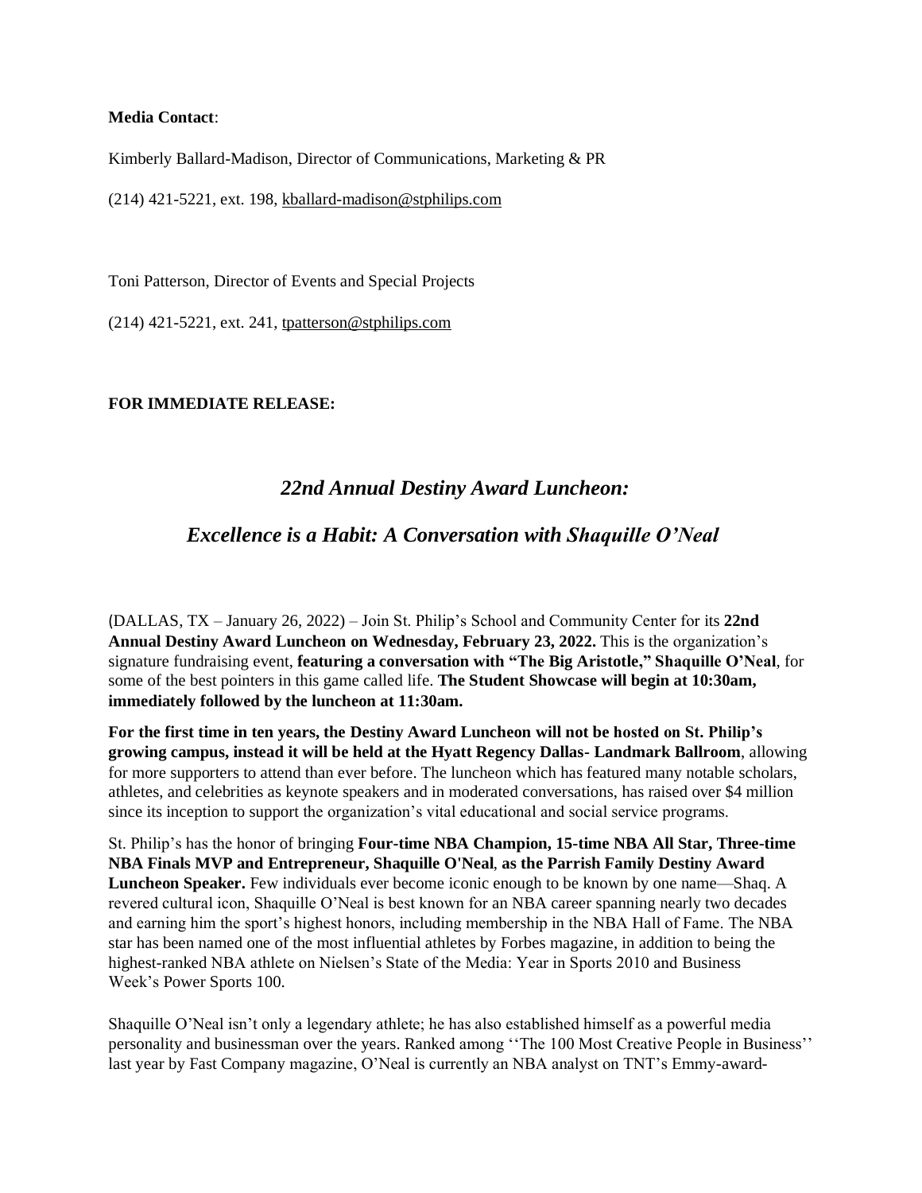**Media Contact**:

Kimberly Ballard-Madison, Director of Communications, Marketing & PR

(214) 421-5221, ext. 198, kballard-madison@stphilips.com

Toni Patterson, Director of Events and Special Projects

(214) 421-5221, ext. 241, tpatterson@stphilips.com

**FOR IMMEDIATE RELEASE:**

## *22nd Annual Destiny Award Luncheon:*

## *Excellence is a Habit: A Conversation with Shaquille O'Neal*

(DALLAS, TX – January 26, 2022) – Join St. Philip's School and Community Center for its **22nd Annual Destiny Award Luncheon on Wednesday, February 23, 2022.** This is the organization's signature fundraising event, **featuring a conversation with "The Big Aristotle," Shaquille O'Neal**, for some of the best pointers in this game called life. **The Student Showcase will begin at 10:30am, immediately followed by the luncheon at 11:30am.**

**For the first time in ten years, the Destiny Award Luncheon will not be hosted on St. Philip's growing campus, instead it will be held at the Hyatt Regency Dallas- Landmark Ballroom**, allowing for more supporters to attend than ever before. The luncheon which has featured many notable scholars, athletes, and celebrities as keynote speakers and in moderated conversations, has raised over $4 million since its inception to support the organization's vital educational and social service programs.

St. Philip's has the honor of bringing **Four-time NBA Champion, 15-time NBA All Star, Three-time NBA Finals MVP and Entrepreneur, Shaquille O'Neal**, **as the Parrish Family Destiny Award Luncheon Speaker.** Few individuals ever become iconic enough to be known by one name—Shaq. A revered cultural icon, Shaquille O'Neal is best known for an NBA career spanning nearly two decades and earning him the sport's highest honors, including membership in the NBA Hall of Fame. The NBA star has been named one of the most influential athletes by Forbes magazine, in addition to being the highest-ranked NBA athlete on Nielsen's State of the Media: Year in Sports 2010 and Business Week's Power Sports 100.

Shaquille O'Neal isn't only a legendary athlete; he has also established himself as a powerful media personality and businessman over the years. Ranked among ''The 100 Most Creative People in Business'' last year by Fast Company magazine, O'Neal is currently an NBA analyst on TNT's Emmy-award-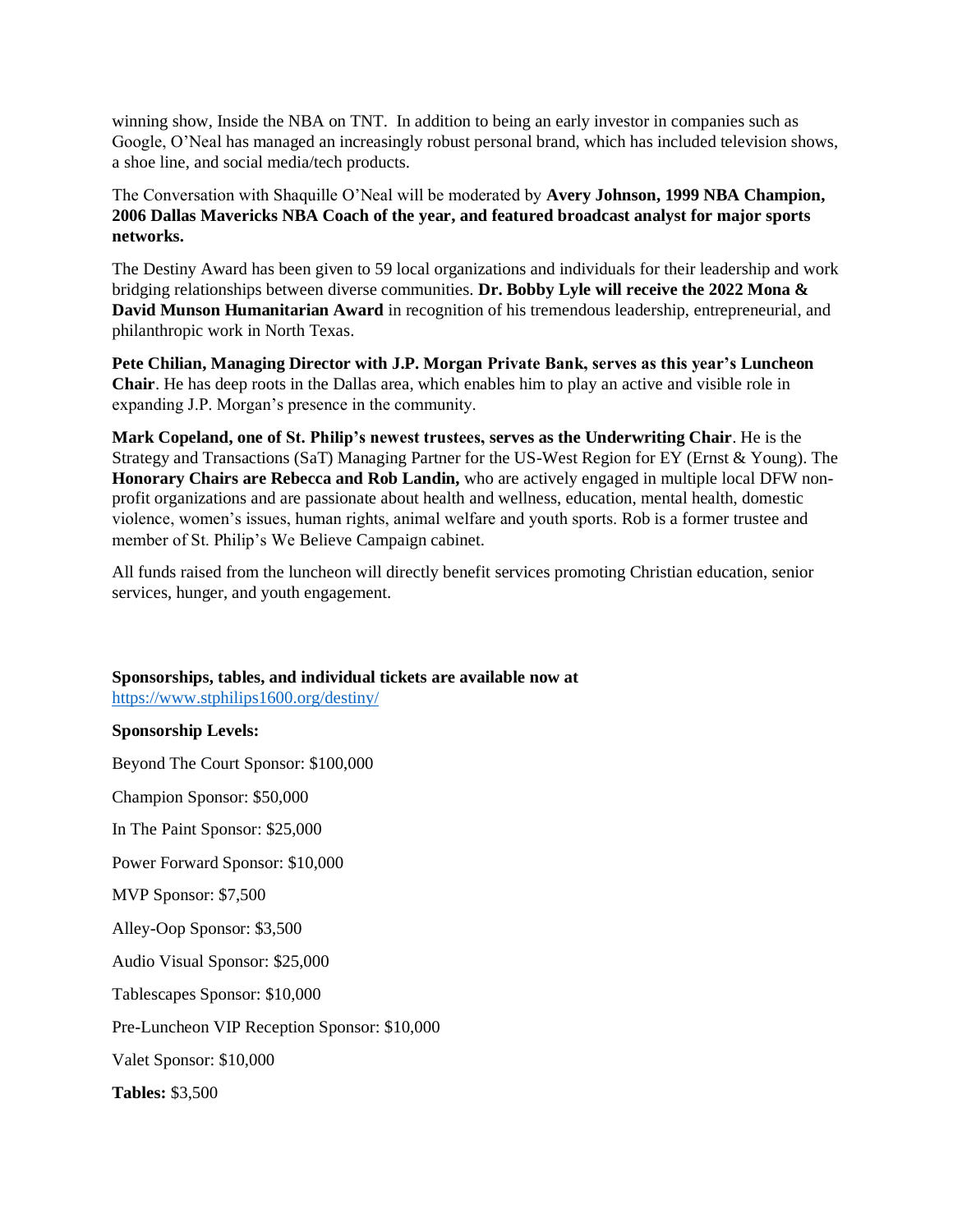winning show, Inside the NBA on TNT. In addition to being an early investor in companies such as Google, O'Neal has managed an increasingly robust personal brand, which has included television shows, a shoe line, and social media/tech products.

The Conversation with Shaquille O'Neal will be moderated by **Avery Johnson, 1999 NBA Champion, 2006 Dallas Mavericks NBA Coach of the year, and featured broadcast analyst for major sports networks.**

The Destiny Award has been given to 59 local organizations and individuals for their leadership and work bridging relationships between diverse communities. **Dr. Bobby Lyle will receive the 2022 Mona & David Munson Humanitarian Award** in recognition of his tremendous leadership, entrepreneurial, and philanthropic work in North Texas.

**Pete Chilian, Managing Director with J.P. Morgan Private Bank, serves as this year's Luncheon Chair**. He has deep roots in the Dallas area, which enables him to play an active and visible role in expanding J.P. Morgan's presence in the community.

**Mark Copeland, one of St. Philip's newest trustees, serves as the Underwriting Chair**. He is the Strategy and Transactions (SaT) Managing Partner for the US-West Region for EY (Ernst & Young). The **Honorary Chairs are Rebecca and Rob Landin,** who are actively engaged in multiple local DFW non-profit organizations and are passionate about health and wellness, education, mental health, domestic violence, women's issues, human rights, animal welfare and youth sports. Rob is a former trustee and member of St. Philip's We Believe Campaign cabinet.

All funds raised from the luncheon will directly benefit services promoting Christian education, senior services, hunger, and youth engagement.

**Sponsorships, tables, and individual tickets are available now at**
https://www.stphilips1600.org/destiny/

**Sponsorship Levels:**

Beyond The Court Sponsor: $100,000

Champion Sponsor: $50,000

In The Paint Sponsor: $25,000

Power Forward Sponsor: $10,000

MVP Sponsor: $7,500

Alley-Oop Sponsor: $3,500

Audio Visual Sponsor: $25,000

Tablescapes Sponsor: $10,000

Pre-Luncheon VIP Reception Sponsor: $10,000

Valet Sponsor: $10,000

**Tables:** $3,500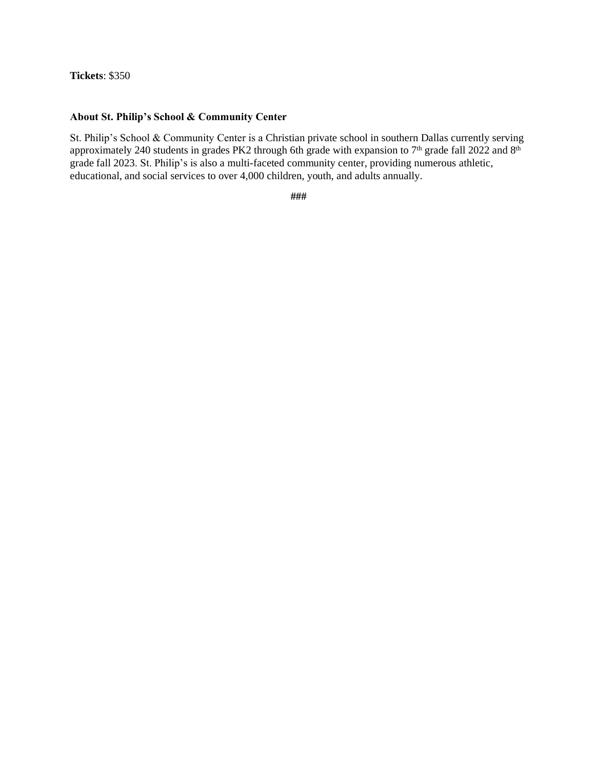**Tickets**: $350

**About St. Philip's School & Community Center**

St. Philip's School & Community Center is a Christian private school in southern Dallas currently serving approximately 240 students in grades PK2 through 6th grade with expansion to 7th grade fall 2022 and 8th grade fall 2023. St. Philip's is also a multi-faceted community center, providing numerous athletic, educational, and social services to over 4,000 children, youth, and adults annually.

###